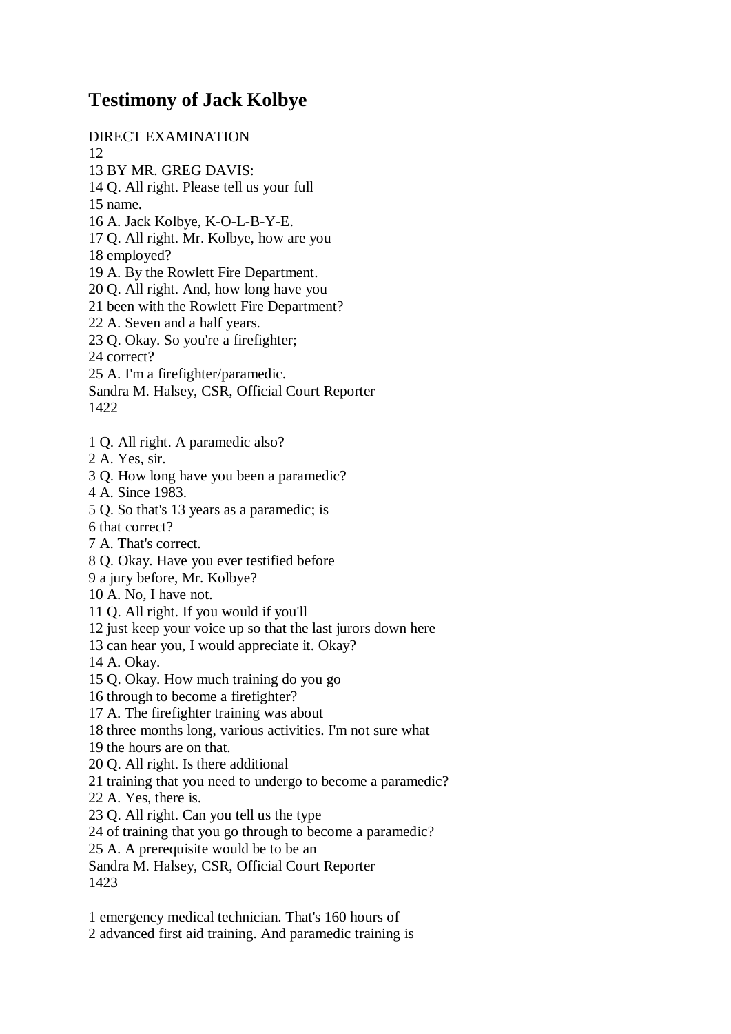# Testimony of Jack Kolbye

DIRECT EXAMINATION
12
13 BY MR. GREG DAVIS:
14 Q. All right. Please tell us your full
15 name.
16 A. Jack Kolbye, K-O-L-B-Y-E.
17 Q. All right. Mr. Kolbye, how are you
18 employed?
19 A. By the Rowlett Fire Department.
20 Q. All right. And, how long have you
21 been with the Rowlett Fire Department?
22 A. Seven and a half years.
23 Q. Okay. So you're a firefighter;
24 correct?
25 A. I'm a firefighter/paramedic.
Sandra M. Halsey, CSR, Official Court Reporter
1422

1 Q. All right. A paramedic also?
2 A. Yes, sir.
3 Q. How long have you been a paramedic?
4 A. Since 1983.
5 Q. So that's 13 years as a paramedic; is
6 that correct?
7 A. That's correct.
8 Q. Okay. Have you ever testified before
9 a jury before, Mr. Kolbye?
10 A. No, I have not.
11 Q. All right. If you would if you'll
12 just keep your voice up so that the last jurors down here
13 can hear you, I would appreciate it. Okay?
14 A. Okay.
15 Q. Okay. How much training do you go
16 through to become a firefighter?
17 A. The firefighter training was about
18 three months long, various activities. I'm not sure what
19 the hours are on that.
20 Q. All right. Is there additional
21 training that you need to undergo to become a paramedic?
22 A. Yes, there is.
23 Q. All right. Can you tell us the type
24 of training that you go through to become a paramedic?
25 A. A prerequisite would be to be an
Sandra M. Halsey, CSR, Official Court Reporter
1423

1 emergency medical technician. That's 160 hours of
2 advanced first aid training. And paramedic training is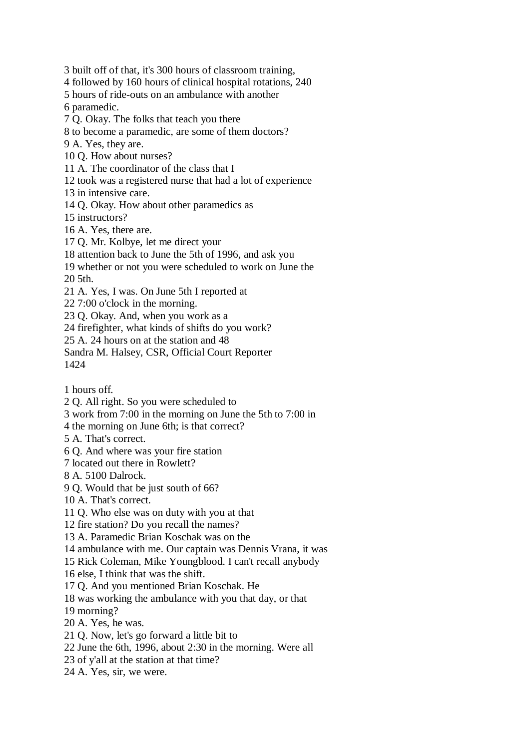3 built off of that, it's 300 hours of classroom training,
4 followed by 160 hours of clinical hospital rotations, 240
5 hours of ride-outs on an ambulance with another
6 paramedic.
7 Q. Okay. The folks that teach you there
8 to become a paramedic, are some of them doctors?
9 A. Yes, they are.
10 Q. How about nurses?
11 A. The coordinator of the class that I
12 took was a registered nurse that had a lot of experience
13 in intensive care.
14 Q. Okay. How about other paramedics as
15 instructors?
16 A. Yes, there are.
17 Q. Mr. Kolbye, let me direct your
18 attention back to June the 5th of 1996, and ask you
19 whether or not you were scheduled to work on June the
20 5th.
21 A. Yes, I was. On June 5th I reported at
22 7:00 o'clock in the morning.
23 Q. Okay. And, when you work as a
24 firefighter, what kinds of shifts do you work?
25 A. 24 hours on at the station and 48
Sandra M. Halsey, CSR, Official Court Reporter

1 hours off.
2 Q. All right. So you were scheduled to
3 work from 7:00 in the morning on June the 5th to 7:00 in
4 the morning on June 6th; is that correct?
5 A. That's correct.
6 Q. And where was your fire station
7 located out there in Rowlett?
8 A. 5100 Dalrock.
9 Q. Would that be just south of 66?
10 A. That's correct.
11 Q. Who else was on duty with you at that
12 fire station? Do you recall the names?
13 A. Paramedic Brian Koschak was on the
14 ambulance with me. Our captain was Dennis Vrana, it was
15 Rick Coleman, Mike Youngblood. I can't recall anybody
16 else, I think that was the shift.
17 Q. And you mentioned Brian Koschak. He
18 was working the ambulance with you that day, or that
19 morning?
20 A. Yes, he was.
21 Q. Now, let's go forward a little bit to
22 June the 6th, 1996, about 2:30 in the morning. Were all
23 of y'all at the station at that time?
24 A. Yes, sir, we were.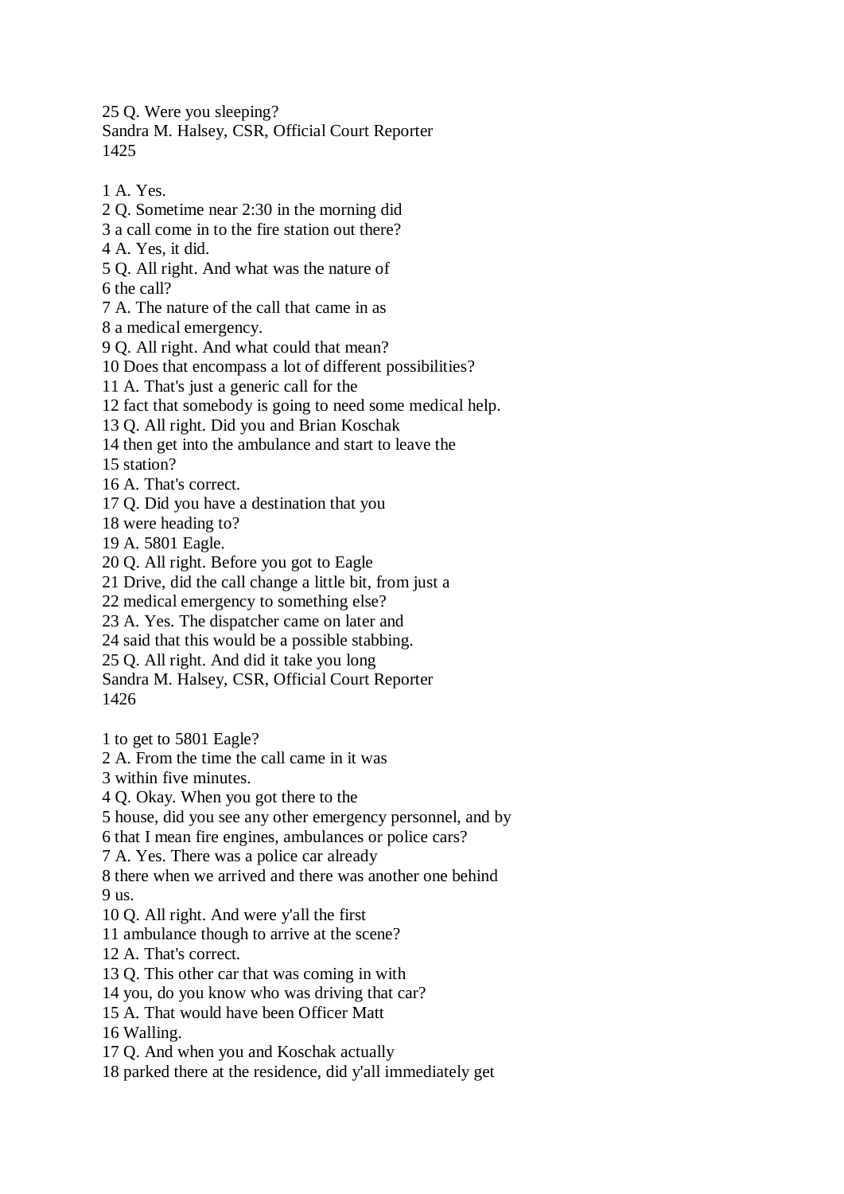25 Q. Were you sleeping?

1 A. Yes.
2 Q. Sometime near 2:30 in the morning did
3 a call come in to the fire station out there?
4 A. Yes, it did.
5 Q. All right. And what was the nature of
6 the call?
7 A. The nature of the call that came in as
8 a medical emergency.
9 Q. All right. And what could that mean?
10 Does that encompass a lot of different possibilities?
11 A. That's just a generic call for the
12 fact that somebody is going to need some medical help.
13 Q. All right. Did you and Brian Koschak
14 then get into the ambulance and start to leave the
15 station?
16 A. That's correct.
17 Q. Did you have a destination that you
18 were heading to?
19 A. 5801 Eagle.
20 Q. All right. Before you got to Eagle
21 Drive, did the call change a little bit, from just a
22 medical emergency to something else?
23 A. Yes. The dispatcher came on later and
24 said that this would be a possible stabbing.
25 Q. All right. And did it take you long

1 to get to 5801 Eagle?
2 A. From the time the call came in it was
3 within five minutes.
4 Q. Okay. When you got there to the
5 house, did you see any other emergency personnel, and by
6 that I mean fire engines, ambulances or police cars?
7 A. Yes. There was a police car already
8 there when we arrived and there was another one behind
9 us.
10 Q. All right. And were y'all the first
11 ambulance though to arrive at the scene?
12 A. That's correct.
13 Q. This other car that was coming in with
14 you, do you know who was driving that car?
15 A. That would have been Officer Matt
16 Walling.
17 Q. And when you and Koschak actually
18 parked there at the residence, did y'all immediately get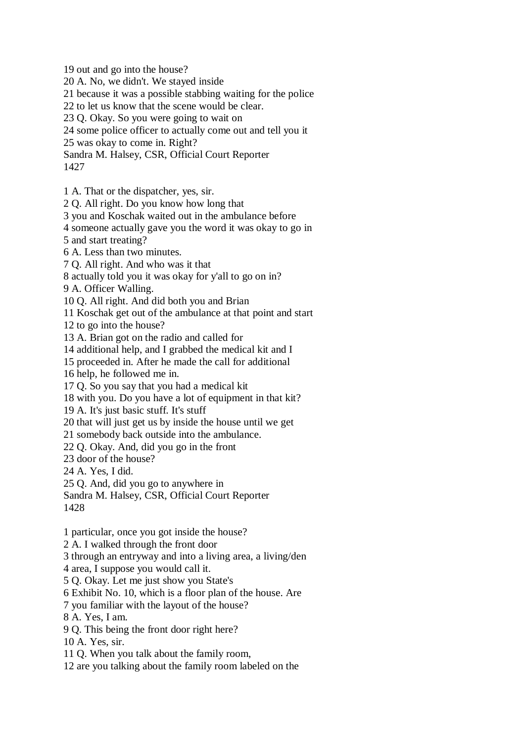19 out and go into the house?
20 A. No, we didn't. We stayed inside
21 because it was a possible stabbing waiting for the police
22 to let us know that the scene would be clear.
23 Q. Okay. So you were going to wait on
24 some police officer to actually come out and tell you it
25 was okay to come in. Right?
Sandra M. Halsey, CSR, Official Court Reporter
1427

1 A. That or the dispatcher, yes, sir.
2 Q. All right. Do you know how long that
3 you and Koschak waited out in the ambulance before
4 someone actually gave you the word it was okay to go in
5 and start treating?
6 A. Less than two minutes.
7 Q. All right. And who was it that
8 actually told you it was okay for y'all to go on in?
9 A. Officer Walling.
10 Q. All right. And did both you and Brian
11 Koschak get out of the ambulance at that point and start
12 to go into the house?
13 A. Brian got on the radio and called for
14 additional help, and I grabbed the medical kit and I
15 proceeded in. After he made the call for additional
16 help, he followed me in.
17 Q. So you say that you had a medical kit
18 with you. Do you have a lot of equipment in that kit?
19 A. It's just basic stuff. It's stuff
20 that will just get us by inside the house until we get
21 somebody back outside into the ambulance.
22 Q. Okay. And, did you go in the front
23 door of the house?
24 A. Yes, I did.
25 Q. And, did you go to anywhere in
Sandra M. Halsey, CSR, Official Court Reporter
1428

1 particular, once you got inside the house?
2 A. I walked through the front door
3 through an entryway and into a living area, a living/den
4 area, I suppose you would call it.
5 Q. Okay. Let me just show you State's
6 Exhibit No. 10, which is a floor plan of the house. Are
7 you familiar with the layout of the house?
8 A. Yes, I am.
9 Q. This being the front door right here?
10 A. Yes, sir.
11 Q. When you talk about the family room,
12 are you talking about the family room labeled on the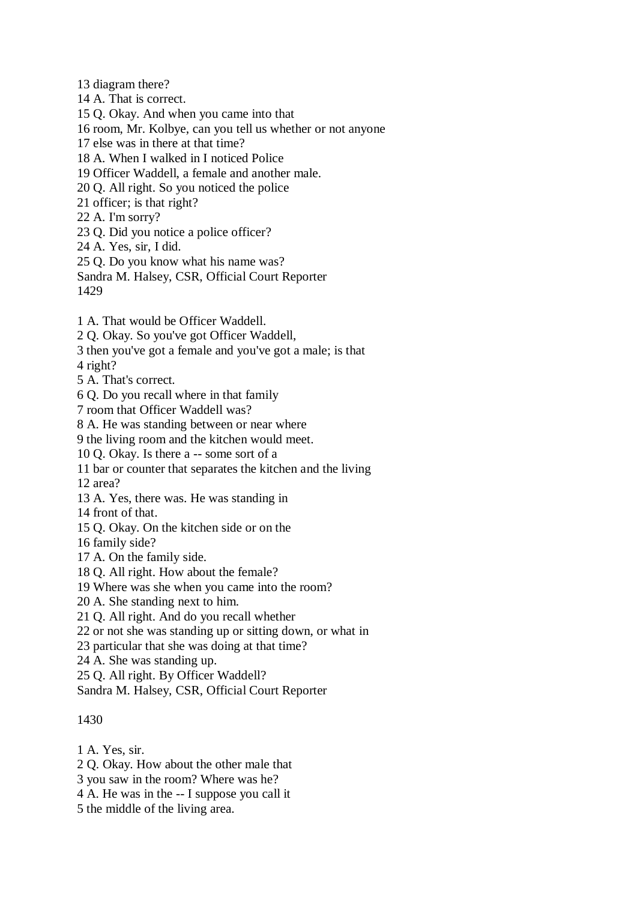13 diagram there?
14 A. That is correct.
15 Q. Okay. And when you came into that
16 room, Mr. Kolbye, can you tell us whether or not anyone
17 else was in there at that time?
18 A. When I walked in I noticed Police
19 Officer Waddell, a female and another male.
20 Q. All right. So you noticed the police
21 officer; is that right?
22 A. I'm sorry?
23 Q. Did you notice a police officer?
24 A. Yes, sir, I did.
25 Q. Do you know what his name was?
Sandra M. Halsey, CSR, Official Court Reporter
1429

1 A. That would be Officer Waddell.
2 Q. Okay. So you've got Officer Waddell,
3 then you've got a female and you've got a male; is that
4 right?
5 A. That's correct.
6 Q. Do you recall where in that family
7 room that Officer Waddell was?
8 A. He was standing between or near where
9 the living room and the kitchen would meet.
10 Q. Okay. Is there a -- some sort of a
11 bar or counter that separates the kitchen and the living
12 area?
13 A. Yes, there was. He was standing in
14 front of that.
15 Q. Okay. On the kitchen side or on the
16 family side?
17 A. On the family side.
18 Q. All right. How about the female?
19 Where was she when you came into the room?
20 A. She standing next to him.
21 Q. All right. And do you recall whether
22 or not she was standing up or sitting down, or what in
23 particular that she was doing at that time?
24 A. She was standing up.
25 Q. All right. By Officer Waddell?
Sandra M. Halsey, CSR, Official Court Reporter

1430

1 A. Yes, sir.
2 Q. Okay. How about the other male that
3 you saw in the room? Where was he?
4 A. He was in the -- I suppose you call it
5 the middle of the living area.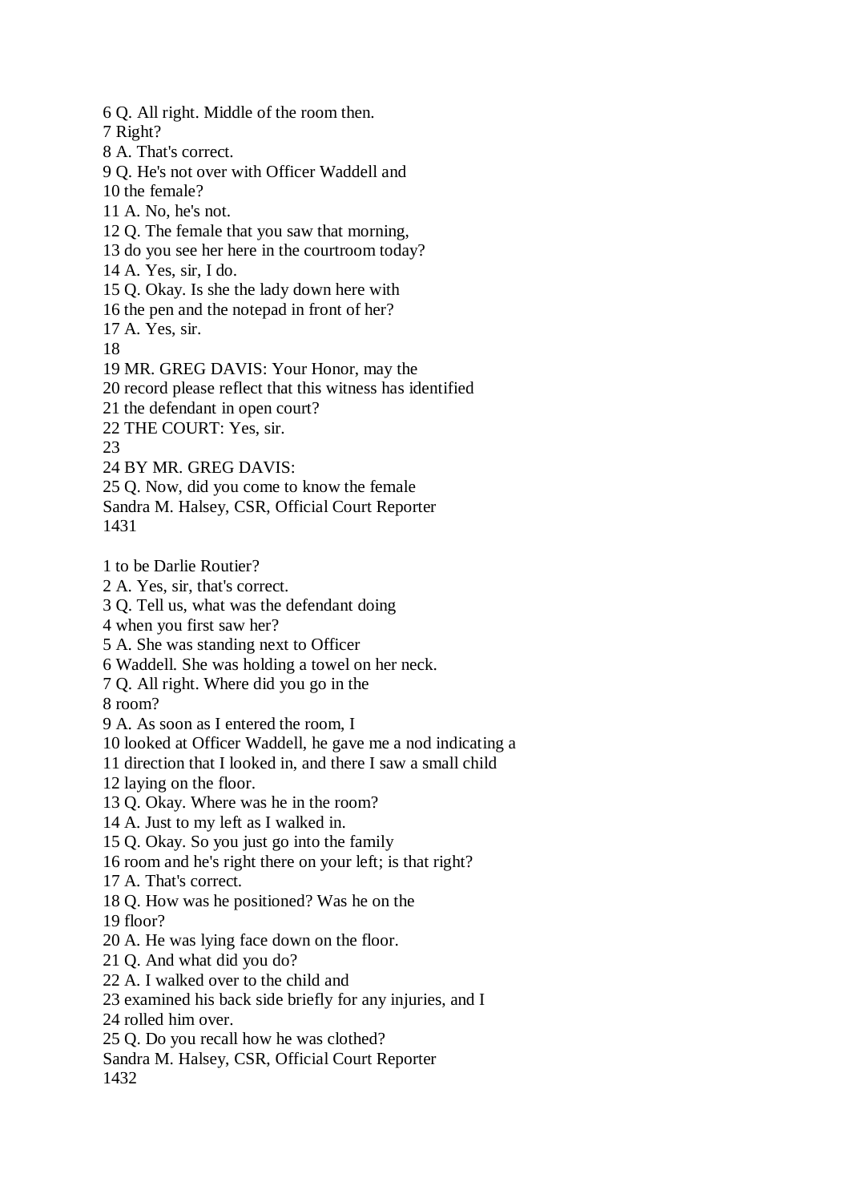6 Q. All right. Middle of the room then.
7 Right?
8 A. That's correct.
9 Q. He's not over with Officer Waddell and
10 the female?
11 A. No, he's not.
12 Q. The female that you saw that morning,
13 do you see her here in the courtroom today?
14 A. Yes, sir, I do.
15 Q. Okay. Is she the lady down here with
16 the pen and the notepad in front of her?
17 A. Yes, sir.
18
19 MR. GREG DAVIS: Your Honor, may the
20 record please reflect that this witness has identified
21 the defendant in open court?
22 THE COURT: Yes, sir.
23
24 BY MR. GREG DAVIS:
25 Q. Now, did you come to know the female
Sandra M. Halsey, CSR, Official Court Reporter

1 to be Darlie Routier?
2 A. Yes, sir, that's correct.
3 Q. Tell us, what was the defendant doing
4 when you first saw her?
5 A. She was standing next to Officer
6 Waddell. She was holding a towel on her neck.
7 Q. All right. Where did you go in the
8 room?
9 A. As soon as I entered the room, I
10 looked at Officer Waddell, he gave me a nod indicating a
11 direction that I looked in, and there I saw a small child
12 laying on the floor.
13 Q. Okay. Where was he in the room?
14 A. Just to my left as I walked in.
15 Q. Okay. So you just go into the family
16 room and he's right there on your left; is that right?
17 A. That's correct.
18 Q. How was he positioned? Was he on the
19 floor?
20 A. He was lying face down on the floor.
21 Q. And what did you do?
22 A. I walked over to the child and
23 examined his back side briefly for any injuries, and I
24 rolled him over.
25 Q. Do you recall how he was clothed?
Sandra M. Halsey, CSR, Official Court Reporter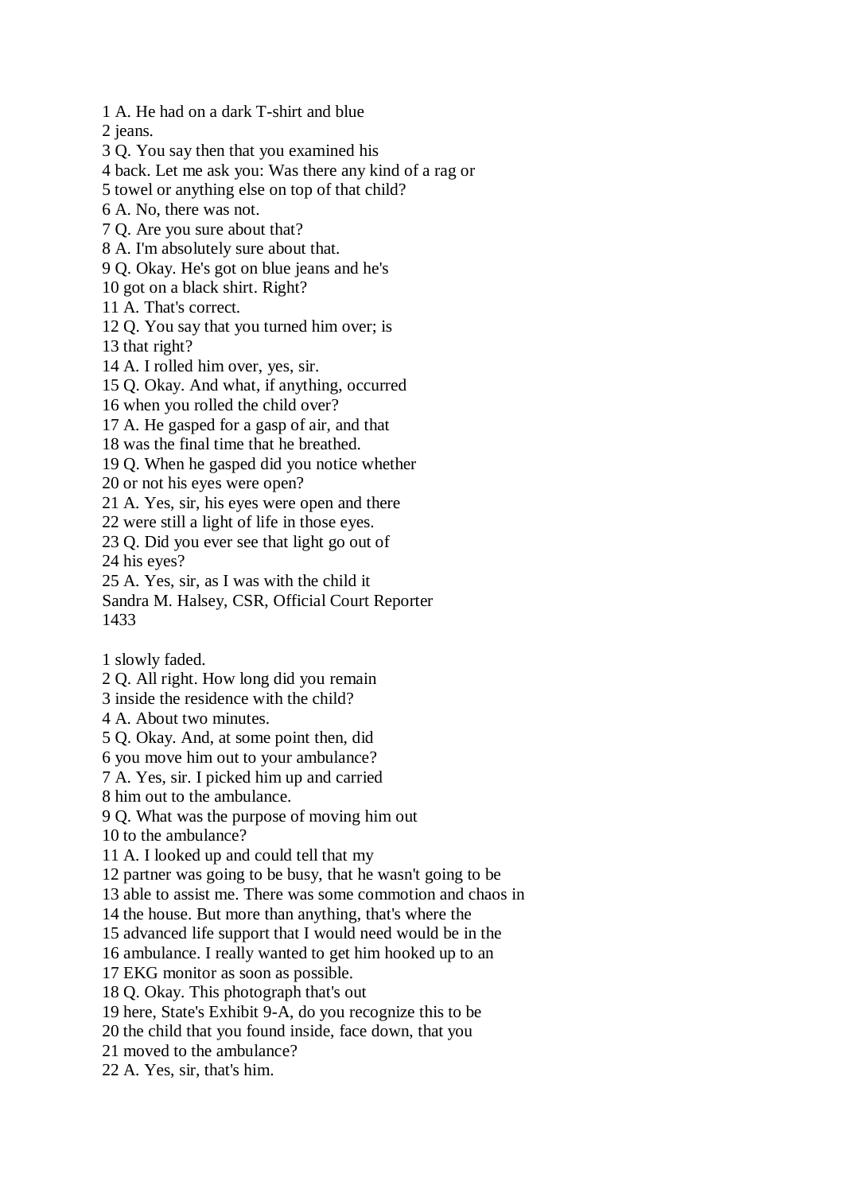1 A. He had on a dark T-shirt and blue
2 jeans.
3 Q. You say then that you examined his
4 back. Let me ask you: Was there any kind of a rag or
5 towel or anything else on top of that child?
6 A. No, there was not.
7 Q. Are you sure about that?
8 A. I'm absolutely sure about that.
9 Q. Okay. He's got on blue jeans and he's
10 got on a black shirt. Right?
11 A. That's correct.
12 Q. You say that you turned him over; is
13 that right?
14 A. I rolled him over, yes, sir.
15 Q. Okay. And what, if anything, occurred
16 when you rolled the child over?
17 A. He gasped for a gasp of air, and that
18 was the final time that he breathed.
19 Q. When he gasped did you notice whether
20 or not his eyes were open?
21 A. Yes, sir, his eyes were open and there
22 were still a light of life in those eyes.
23 Q. Did you ever see that light go out of
24 his eyes?
25 A. Yes, sir, as I was with the child it

1 slowly faded.
2 Q. All right. How long did you remain
3 inside the residence with the child?
4 A. About two minutes.
5 Q. Okay. And, at some point then, did
6 you move him out to your ambulance?
7 A. Yes, sir. I picked him up and carried
8 him out to the ambulance.
9 Q. What was the purpose of moving him out
10 to the ambulance?
11 A. I looked up and could tell that my
12 partner was going to be busy, that he wasn't going to be
13 able to assist me. There was some commotion and chaos in
14 the house. But more than anything, that's where the
15 advanced life support that I would need would be in the
16 ambulance. I really wanted to get him hooked up to an
17 EKG monitor as soon as possible.
18 Q. Okay. This photograph that's out
19 here, State's Exhibit 9-A, do you recognize this to be
20 the child that you found inside, face down, that you
21 moved to the ambulance?
22 A. Yes, sir, that's him.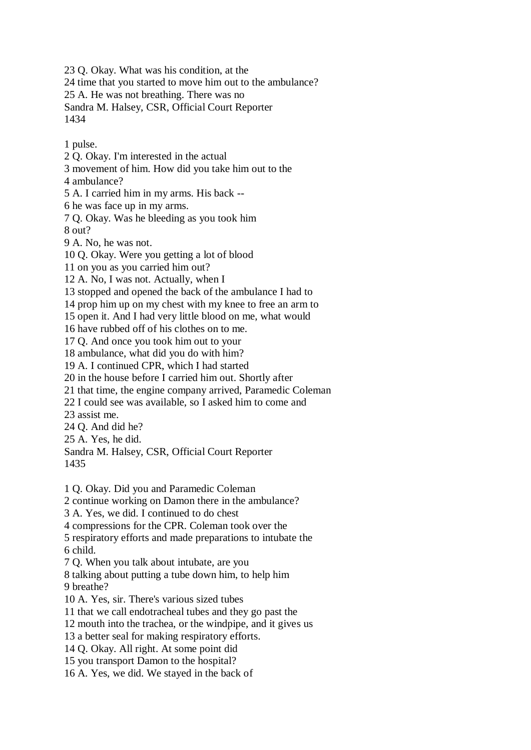23 Q. Okay. What was his condition, at the
24 time that you started to move him out to the ambulance?
25 A. He was not breathing. There was no

1 pulse.
2 Q. Okay. I'm interested in the actual
3 movement of him. How did you take him out to the
4 ambulance?
5 A. I carried him in my arms. His back --
6 he was face up in my arms.
7 Q. Okay. Was he bleeding as you took him
8 out?
9 A. No, he was not.
10 Q. Okay. Were you getting a lot of blood
11 on you as you carried him out?
12 A. No, I was not. Actually, when I
13 stopped and opened the back of the ambulance I had to
14 prop him up on my chest with my knee to free an arm to
15 open it. And I had very little blood on me, what would
16 have rubbed off of his clothes on to me.
17 Q. And once you took him out to your
18 ambulance, what did you do with him?
19 A. I continued CPR, which I had started
20 in the house before I carried him out. Shortly after
21 that time, the engine company arrived, Paramedic Coleman
22 I could see was available, so I asked him to come and
23 assist me.
24 Q. And did he?
25 A. Yes, he did.

1 Q. Okay. Did you and Paramedic Coleman
2 continue working on Damon there in the ambulance?
3 A. Yes, we did. I continued to do chest
4 compressions for the CPR. Coleman took over the
5 respiratory efforts and made preparations to intubate the
6 child.
7 Q. When you talk about intubate, are you
8 talking about putting a tube down him, to help him
9 breathe?
10 A. Yes, sir. There's various sized tubes
11 that we call endotracheal tubes and they go past the
12 mouth into the trachea, or the windpipe, and it gives us
13 a better seal for making respiratory efforts.
14 Q. Okay. All right. At some point did
15 you transport Damon to the hospital?
16 A. Yes, we did. We stayed in the back of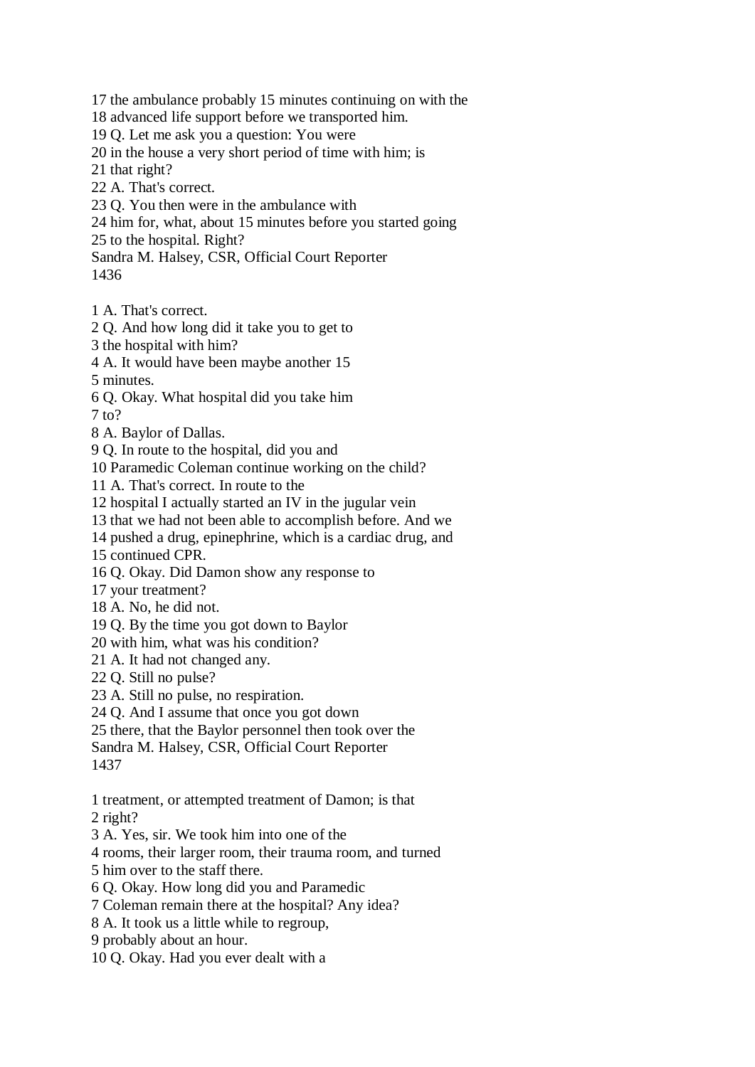17 the ambulance probably 15 minutes continuing on with the
18 advanced life support before we transported him.
19 Q. Let me ask you a question: You were
20 in the house a very short period of time with him; is
21 that right?
22 A. That's correct.
23 Q. You then were in the ambulance with
24 him for, what, about 15 minutes before you started going
25 to the hospital. Right?

1 A. That's correct.
2 Q. And how long did it take you to get to
3 the hospital with him?
4 A. It would have been maybe another 15
5 minutes.
6 Q. Okay. What hospital did you take him
7 to?
8 A. Baylor of Dallas.
9 Q. In route to the hospital, did you and
10 Paramedic Coleman continue working on the child?
11 A. That's correct. In route to the
12 hospital I actually started an IV in the jugular vein
13 that we had not been able to accomplish before. And we
14 pushed a drug, epinephrine, which is a cardiac drug, and
15 continued CPR.
16 Q. Okay. Did Damon show any response to
17 your treatment?
18 A. No, he did not.
19 Q. By the time you got down to Baylor
20 with him, what was his condition?
21 A. It had not changed any.
22 Q. Still no pulse?
23 A. Still no pulse, no respiration.
24 Q. And I assume that once you got down
25 there, that the Baylor personnel then took over the

1 treatment, or attempted treatment of Damon; is that
2 right?
3 A. Yes, sir. We took him into one of the
4 rooms, their larger room, their trauma room, and turned
5 him over to the staff there.
6 Q. Okay. How long did you and Paramedic
7 Coleman remain there at the hospital? Any idea?
8 A. It took us a little while to regroup,
9 probably about an hour.
10 Q. Okay. Had you ever dealt with a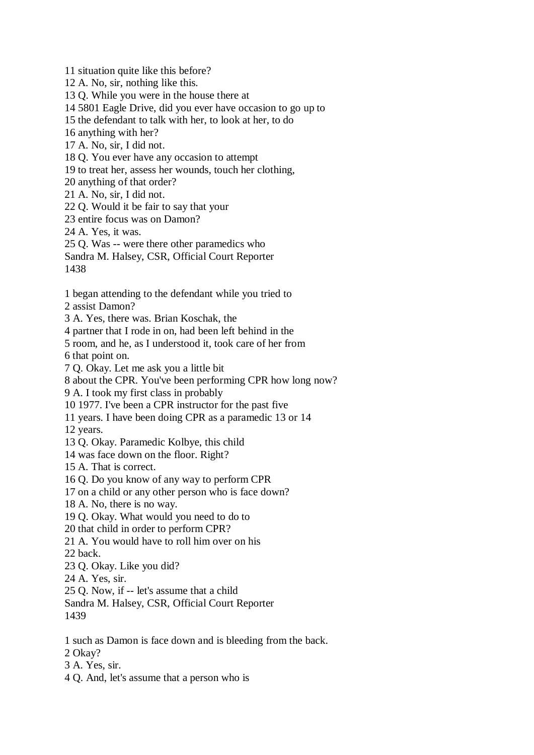11 situation quite like this before?
12 A. No, sir, nothing like this.
13 Q. While you were in the house there at
14 5801 Eagle Drive, did you ever have occasion to go up to
15 the defendant to talk with her, to look at her, to do
16 anything with her?
17 A. No, sir, I did not.
18 Q. You ever have any occasion to attempt
19 to treat her, assess her wounds, touch her clothing,
20 anything of that order?
21 A. No, sir, I did not.
22 Q. Would it be fair to say that your
23 entire focus was on Damon?
24 A. Yes, it was.
25 Q. Was -- were there other paramedics who
Sandra M. Halsey, CSR, Official Court Reporter

1 began attending to the defendant while you tried to
2 assist Damon?
3 A. Yes, there was. Brian Koschak, the
4 partner that I rode in on, had been left behind in the
5 room, and he, as I understood it, took care of her from
6 that point on.
7 Q. Okay. Let me ask you a little bit
8 about the CPR. You've been performing CPR how long now?
9 A. I took my first class in probably
10 1977. I've been a CPR instructor for the past five
11 years. I have been doing CPR as a paramedic 13 or 14
12 years.
13 Q. Okay. Paramedic Kolbye, this child
14 was face down on the floor. Right?
15 A. That is correct.
16 Q. Do you know of any way to perform CPR
17 on a child or any other person who is face down?
18 A. No, there is no way.
19 Q. Okay. What would you need to do to
20 that child in order to perform CPR?
21 A. You would have to roll him over on his
22 back.
23 Q. Okay. Like you did?
24 A. Yes, sir.
25 Q. Now, if -- let's assume that a child
Sandra M. Halsey, CSR, Official Court Reporter

1 such as Damon is face down and is bleeding from the back.
2 Okay?
3 A. Yes, sir.
4 Q. And, let's assume that a person who is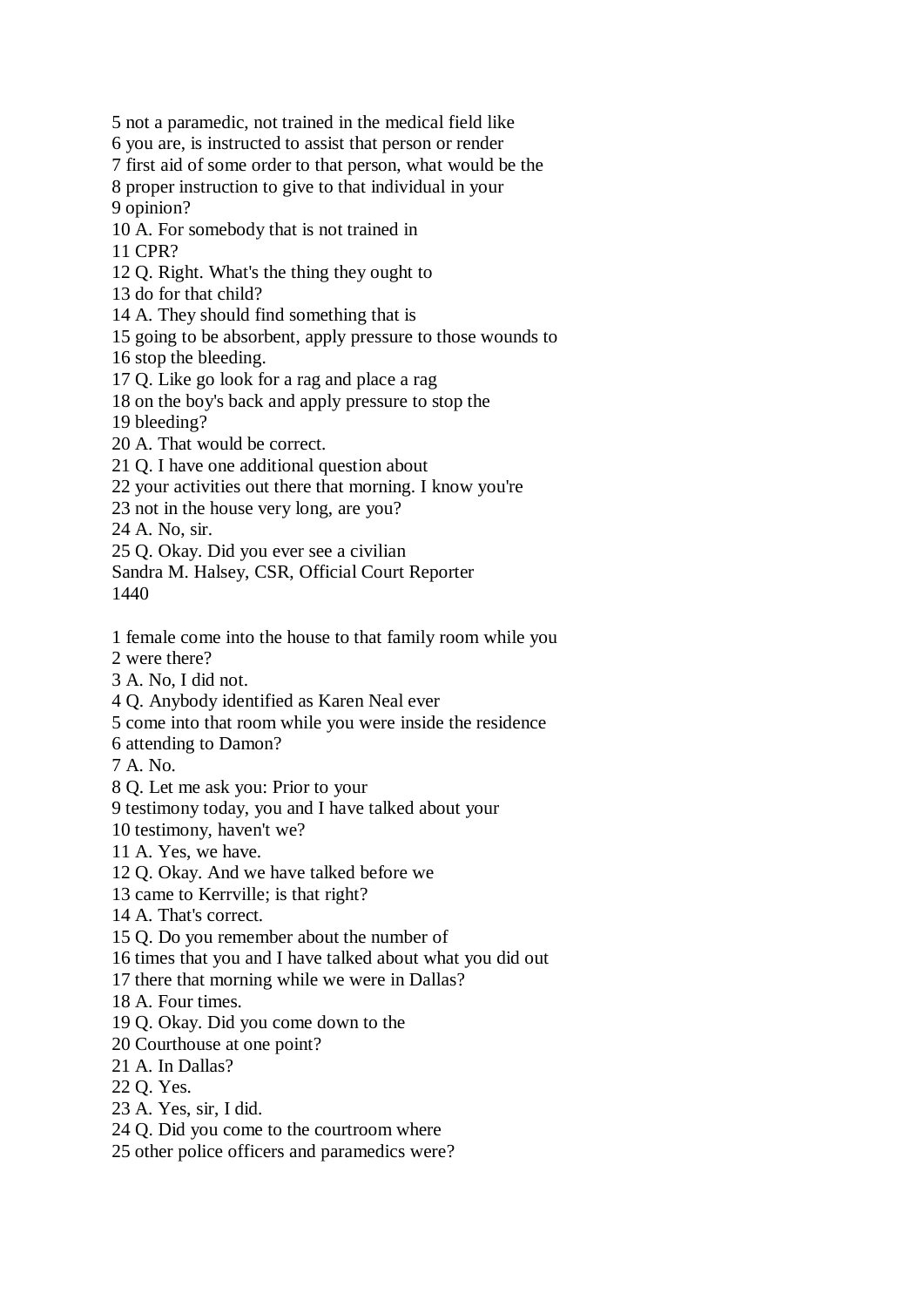5 not a paramedic, not trained in the medical field like
6 you are, is instructed to assist that person or render
7 first aid of some order to that person, what would be the
8 proper instruction to give to that individual in your
9 opinion?
10 A. For somebody that is not trained in
11 CPR?
12 Q. Right. What's the thing they ought to
13 do for that child?
14 A. They should find something that is
15 going to be absorbent, apply pressure to those wounds to
16 stop the bleeding.
17 Q. Like go look for a rag and place a rag
18 on the boy's back and apply pressure to stop the
19 bleeding?
20 A. That would be correct.
21 Q. I have one additional question about
22 your activities out there that morning. I know you're
23 not in the house very long, are you?
24 A. No, sir.
25 Q. Okay. Did you ever see a civilian
Sandra M. Halsey, CSR, Official Court Reporter

1 female come into the house to that family room while you
2 were there?
3 A. No, I did not.
4 Q. Anybody identified as Karen Neal ever
5 come into that room while you were inside the residence
6 attending to Damon?
7 A. No.
8 Q. Let me ask you: Prior to your
9 testimony today, you and I have talked about your
10 testimony, haven't we?
11 A. Yes, we have.
12 Q. Okay. And we have talked before we
13 came to Kerrville; is that right?
14 A. That's correct.
15 Q. Do you remember about the number of
16 times that you and I have talked about what you did out
17 there that morning while we were in Dallas?
18 A. Four times.
19 Q. Okay. Did you come down to the
20 Courthouse at one point?
21 A. In Dallas?
22 Q. Yes.
23 A. Yes, sir, I did.
24 Q. Did you come to the courtroom where
25 other police officers and paramedics were?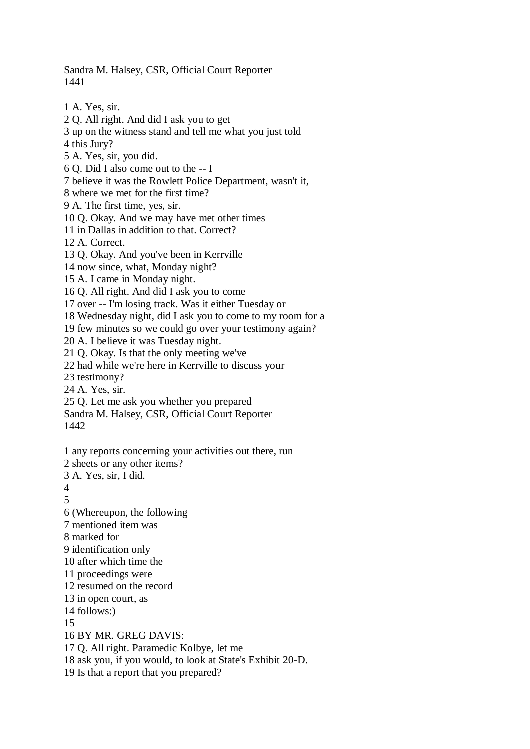1 A. Yes, sir.
2 Q. All right. And did I ask you to get
3 up on the witness stand and tell me what you just told
4 this Jury?
5 A. Yes, sir, you did.
6 Q. Did I also come out to the -- I
7 believe it was the Rowlett Police Department, wasn't it,
8 where we met for the first time?
9 A. The first time, yes, sir.
10 Q. Okay. And we may have met other times
11 in Dallas in addition to that. Correct?
12 A. Correct.
13 Q. Okay. And you've been in Kerrville
14 now since, what, Monday night?
15 A. I came in Monday night.
16 Q. All right. And did I ask you to come
17 over -- I'm losing track. Was it either Tuesday or
18 Wednesday night, did I ask you to come to my room for a
19 few minutes so we could go over your testimony again?
20 A. I believe it was Tuesday night.
21 Q. Okay. Is that the only meeting we've
22 had while we're here in Kerrville to discuss your
23 testimony?
24 A. Yes, sir.
25 Q. Let me ask you whether you prepared

1 any reports concerning your activities out there, run
2 sheets or any other items?
3 A. Yes, sir, I did.
4
5
6 (Whereupon, the following
7 mentioned item was
8 marked for
9 identification only
10 after which time the
11 proceedings were
12 resumed on the record
13 in open court, as
14 follows:)
15
16 BY MR. GREG DAVIS:
17 Q. All right. Paramedic Kolbye, let me
18 ask you, if you would, to look at State's Exhibit 20-D.
19 Is that a report that you prepared?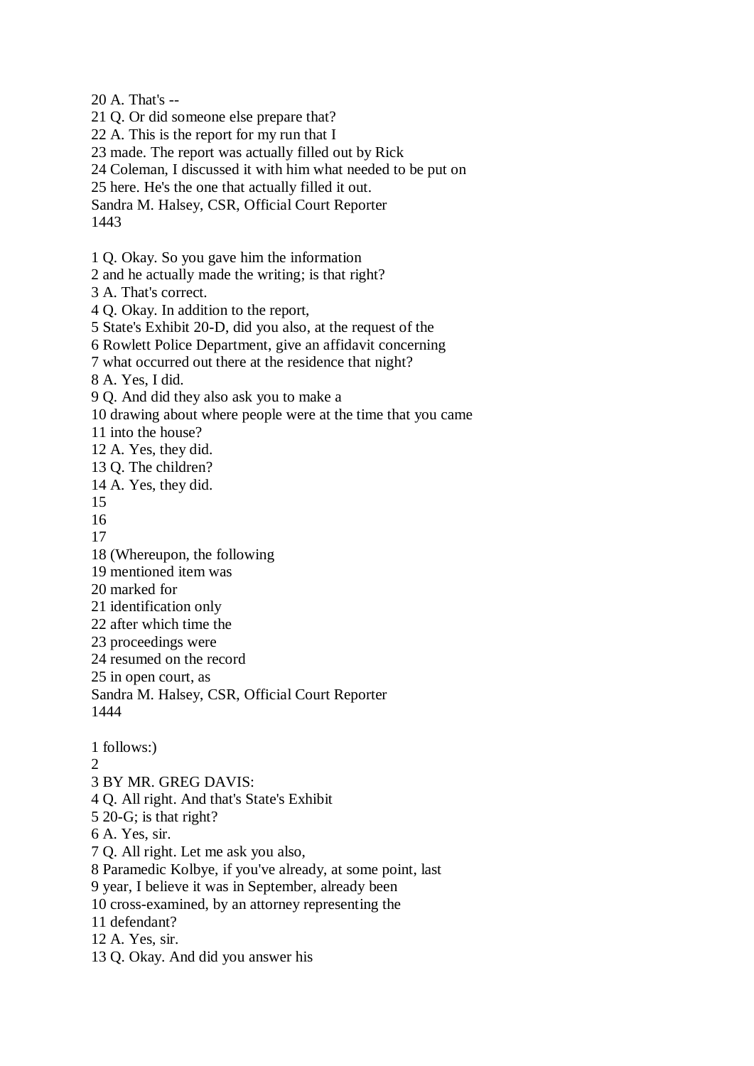20 A. That's --
21 Q. Or did someone else prepare that?
22 A. This is the report for my run that I
23 made. The report was actually filled out by Rick
24 Coleman, I discussed it with him what needed to be put on
25 here. He's the one that actually filled it out.

1 Q. Okay. So you gave him the information
2 and he actually made the writing; is that right?
3 A. That's correct.
4 Q. Okay. In addition to the report,
5 State's Exhibit 20-D, did you also, at the request of the
6 Rowlett Police Department, give an affidavit concerning
7 what occurred out there at the residence that night?
8 A. Yes, I did.
9 Q. And did they also ask you to make a
10 drawing about where people were at the time that you came
11 into the house?
12 A. Yes, they did.
13 Q. The children?
14 A. Yes, they did.
15
16
17
18 (Whereupon, the following
19 mentioned item was
20 marked for
21 identification only
22 after which time the
23 proceedings were
24 resumed on the record
25 in open court, as

1 follows:)
2
3 BY MR. GREG DAVIS:
4 Q. All right. And that's State's Exhibit
5 20-G; is that right?
6 A. Yes, sir.
7 Q. All right. Let me ask you also,
8 Paramedic Kolbye, if you've already, at some point, last
9 year, I believe it was in September, already been
10 cross-examined, by an attorney representing the
11 defendant?
12 A. Yes, sir.
13 Q. Okay. And did you answer his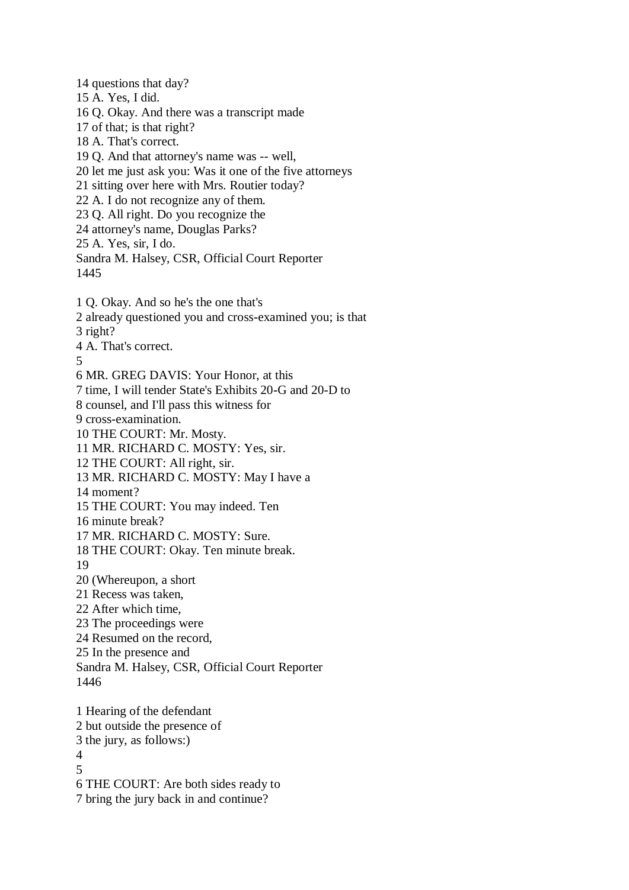14 questions that day?
15 A. Yes, I did.
16 Q. Okay. And there was a transcript made
17 of that; is that right?
18 A. That's correct.
19 Q. And that attorney's name was -- well,
20 let me just ask you: Was it one of the five attorneys
21 sitting over here with Mrs. Routier today?
22 A. I do not recognize any of them.
23 Q. All right. Do you recognize the
24 attorney's name, Douglas Parks?
25 A. Yes, sir, I do.
Sandra M. Halsey, CSR, Official Court Reporter
1445

1 Q. Okay. And so he's the one that's
2 already questioned you and cross-examined you; is that
3 right?
4 A. That's correct.
5
6 MR. GREG DAVIS: Your Honor, at this
7 time, I will tender State's Exhibits 20-G and 20-D to
8 counsel, and I'll pass this witness for
9 cross-examination.
10 THE COURT: Mr. Mosty.
11 MR. RICHARD C. MOSTY: Yes, sir.
12 THE COURT: All right, sir.
13 MR. RICHARD C. MOSTY: May I have a
14 moment?
15 THE COURT: You may indeed. Ten
16 minute break?
17 MR. RICHARD C. MOSTY: Sure.
18 THE COURT: Okay. Ten minute break.
19
20 (Whereupon, a short
21 Recess was taken,
22 After which time,
23 The proceedings were
24 Resumed on the record,
25 In the presence and
Sandra M. Halsey, CSR, Official Court Reporter
1446

1 Hearing of the defendant
2 but outside the presence of
3 the jury, as follows:)
4
5
6 THE COURT: Are both sides ready to
7 bring the jury back in and continue?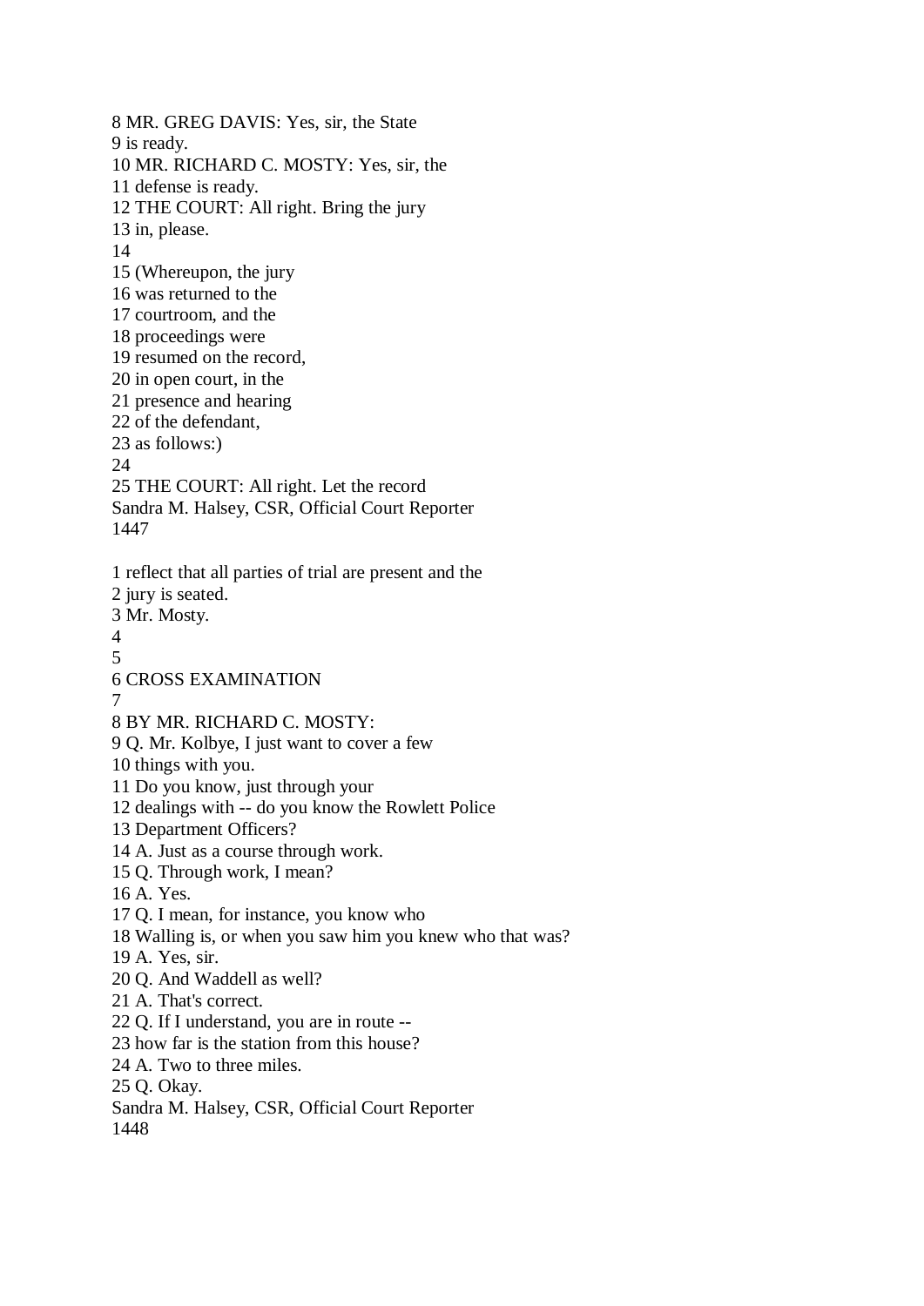8 MR. GREG DAVIS: Yes, sir, the State
9 is ready.
10 MR. RICHARD C. MOSTY: Yes, sir, the
11 defense is ready.
12 THE COURT: All right. Bring the jury
13 in, please.
14
15 (Whereupon, the jury
16 was returned to the
17 courtroom, and the
18 proceedings were
19 resumed on the record,
20 in open court, in the
21 presence and hearing
22 of the defendant,
23 as follows:)
24
25 THE COURT: All right. Let the record
Sandra M. Halsey, CSR, Official Court Reporter

1 reflect that all parties of trial are present and the
2 jury is seated.
3 Mr. Mosty.
4
5
6 CROSS EXAMINATION
7
8 BY MR. RICHARD C. MOSTY:
9 Q. Mr. Kolbye, I just want to cover a few
10 things with you.
11 Do you know, just through your
12 dealings with -- do you know the Rowlett Police
13 Department Officers?
14 A. Just as a course through work.
15 Q. Through work, I mean?
16 A. Yes.
17 Q. I mean, for instance, you know who
18 Walling is, or when you saw him you knew who that was?
19 A. Yes, sir.
20 Q. And Waddell as well?
21 A. That's correct.
22 Q. If I understand, you are in route --
23 how far is the station from this house?
24 A. Two to three miles.
25 Q. Okay.
Sandra M. Halsey, CSR, Official Court Reporter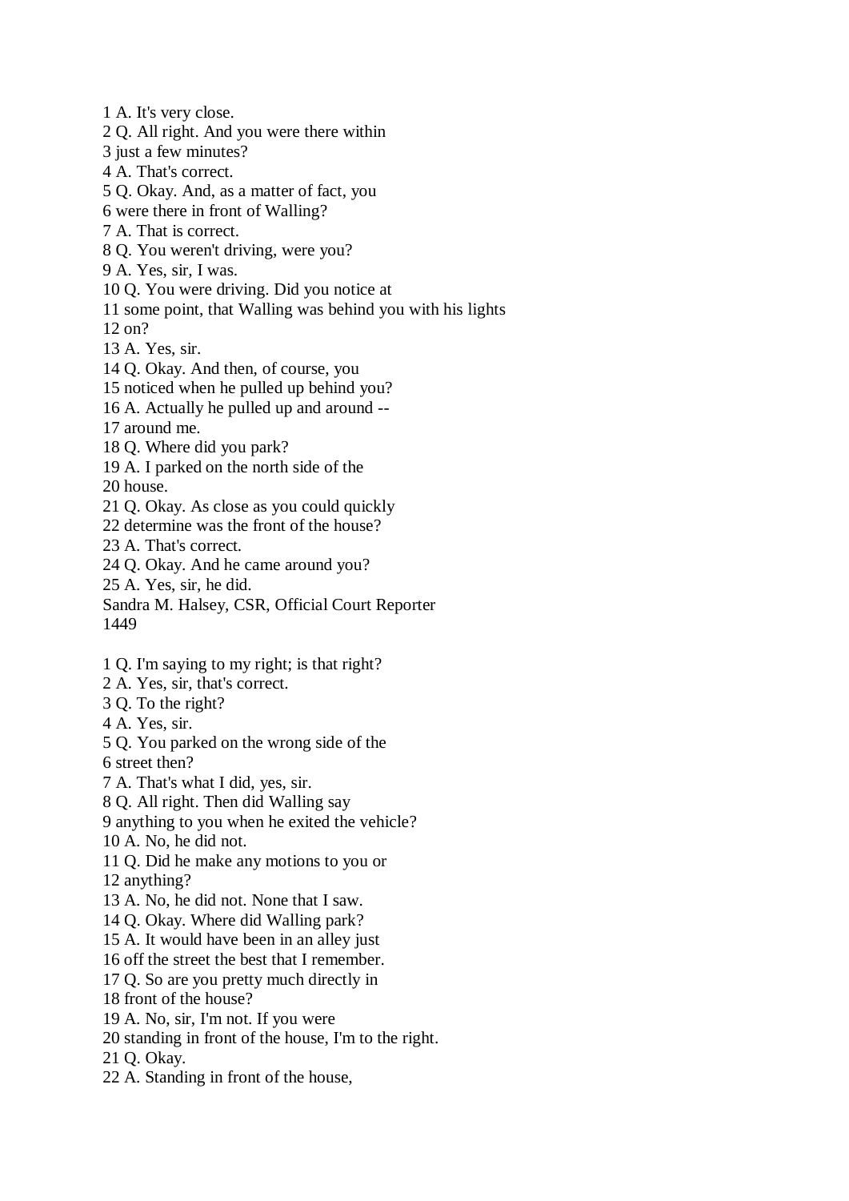1 A. It's very close.
2 Q. All right. And you were there within
3 just a few minutes?
4 A. That's correct.
5 Q. Okay. And, as a matter of fact, you
6 were there in front of Walling?
7 A. That is correct.
8 Q. You weren't driving, were you?
9 A. Yes, sir, I was.
10 Q. You were driving. Did you notice at
11 some point, that Walling was behind you with his lights
12 on?
13 A. Yes, sir.
14 Q. Okay. And then, of course, you
15 noticed when he pulled up behind you?
16 A. Actually he pulled up and around --
17 around me.
18 Q. Where did you park?
19 A. I parked on the north side of the
20 house.
21 Q. Okay. As close as you could quickly
22 determine was the front of the house?
23 A. That's correct.
24 Q. Okay. And he came around you?
25 A. Yes, sir, he did.
Sandra M. Halsey, CSR, Official Court Reporter

1 Q. I'm saying to my right; is that right?
2 A. Yes, sir, that's correct.
3 Q. To the right?
4 A. Yes, sir.
5 Q. You parked on the wrong side of the
6 street then?
7 A. That's what I did, yes, sir.
8 Q. All right. Then did Walling say
9 anything to you when he exited the vehicle?
10 A. No, he did not.
11 Q. Did he make any motions to you or
12 anything?
13 A. No, he did not. None that I saw.
14 Q. Okay. Where did Walling park?
15 A. It would have been in an alley just
16 off the street the best that I remember.
17 Q. So are you pretty much directly in
18 front of the house?
19 A. No, sir, I'm not. If you were
20 standing in front of the house, I'm to the right.
21 Q. Okay.
22 A. Standing in front of the house,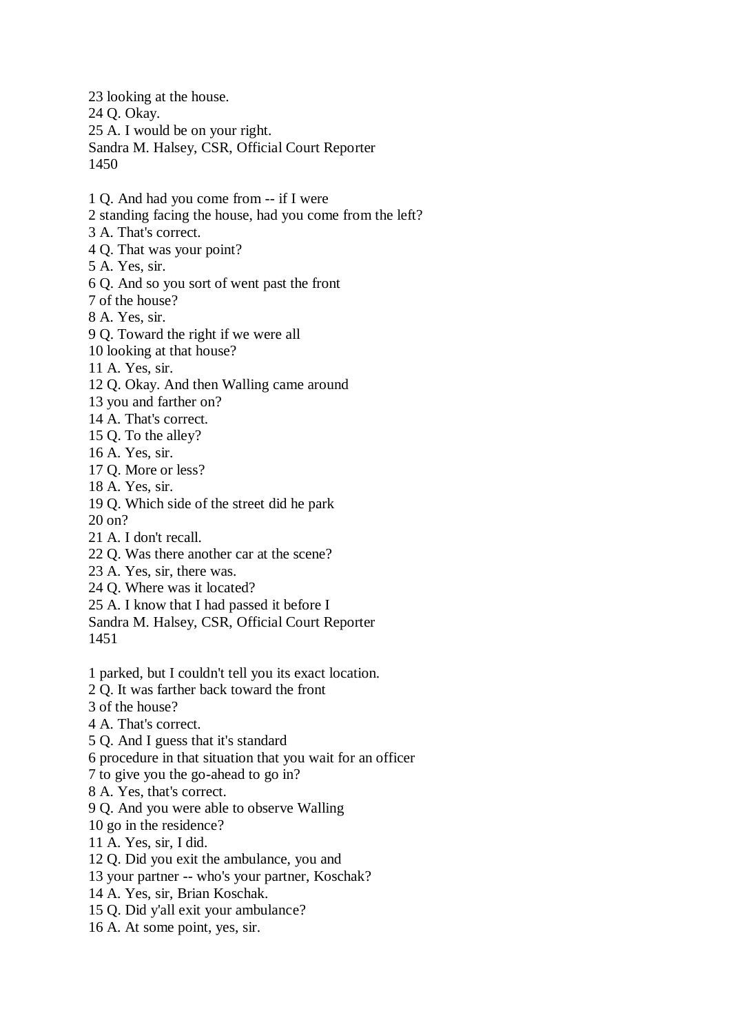23 looking at the house.
24 Q. Okay.
25 A. I would be on your right.

1 Q. And had you come from -- if I were
2 standing facing the house, had you come from the left?
3 A. That's correct.
4 Q. That was your point?
5 A. Yes, sir.
6 Q. And so you sort of went past the front
7 of the house?
8 A. Yes, sir.
9 Q. Toward the right if we were all
10 looking at that house?
11 A. Yes, sir.
12 Q. Okay. And then Walling came around
13 you and farther on?
14 A. That's correct.
15 Q. To the alley?
16 A. Yes, sir.
17 Q. More or less?
18 A. Yes, sir.
19 Q. Which side of the street did he park
20 on?
21 A. I don't recall.
22 Q. Was there another car at the scene?
23 A. Yes, sir, there was.
24 Q. Where was it located?
25 A. I know that I had passed it before I

1 parked, but I couldn't tell you its exact location.
2 Q. It was farther back toward the front
3 of the house?
4 A. That's correct.
5 Q. And I guess that it's standard
6 procedure in that situation that you wait for an officer
7 to give you the go-ahead to go in?
8 A. Yes, that's correct.
9 Q. And you were able to observe Walling
10 go in the residence?
11 A. Yes, sir, I did.
12 Q. Did you exit the ambulance, you and
13 your partner -- who's your partner, Koschak?
14 A. Yes, sir, Brian Koschak.
15 Q. Did y'all exit your ambulance?
16 A. At some point, yes, sir.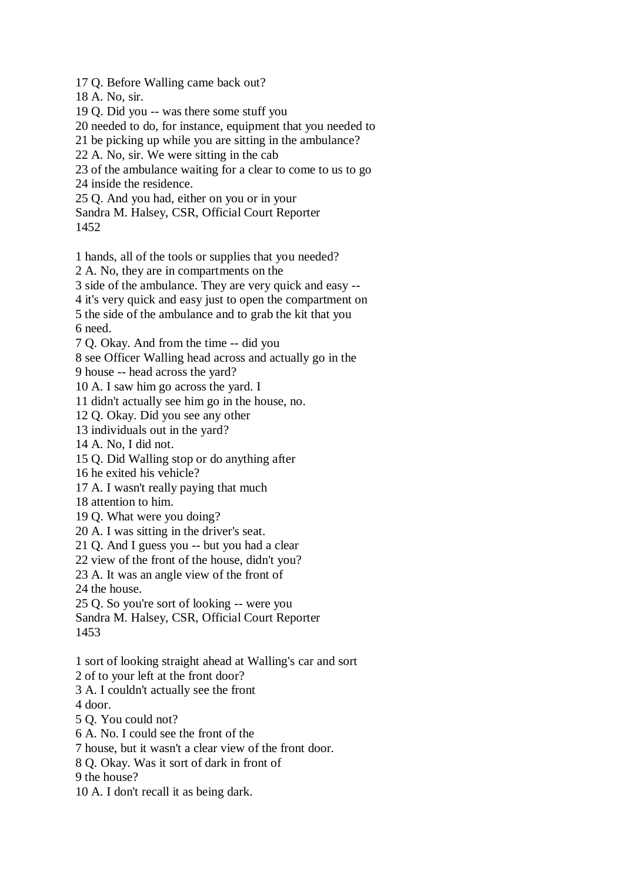17 Q. Before Walling came back out?
18 A. No, sir.
19 Q. Did you -- was there some stuff you
20 needed to do, for instance, equipment that you needed to
21 be picking up while you are sitting in the ambulance?
22 A. No, sir. We were sitting in the cab
23 of the ambulance waiting for a clear to come to us to go
24 inside the residence.
25 Q. And you had, either on you or in your

1 hands, all of the tools or supplies that you needed?
2 A. No, they are in compartments on the
3 side of the ambulance. They are very quick and easy --
4 it's very quick and easy just to open the compartment on
5 the side of the ambulance and to grab the kit that you
6 need.
7 Q. Okay. And from the time -- did you
8 see Officer Walling head across and actually go in the
9 house -- head across the yard?
10 A. I saw him go across the yard. I
11 didn't actually see him go in the house, no.
12 Q. Okay. Did you see any other
13 individuals out in the yard?
14 A. No, I did not.
15 Q. Did Walling stop or do anything after
16 he exited his vehicle?
17 A. I wasn't really paying that much
18 attention to him.
19 Q. What were you doing?
20 A. I was sitting in the driver's seat.
21 Q. And I guess you -- but you had a clear
22 view of the front of the house, didn't you?
23 A. It was an angle view of the front of
24 the house.
25 Q. So you're sort of looking -- were you

1 sort of looking straight ahead at Walling's car and sort
2 of to your left at the front door?
3 A. I couldn't actually see the front
4 door.
5 Q. You could not?
6 A. No. I could see the front of the
7 house, but it wasn't a clear view of the front door.
8 Q. Okay. Was it sort of dark in front of
9 the house?
10 A. I don't recall it as being dark.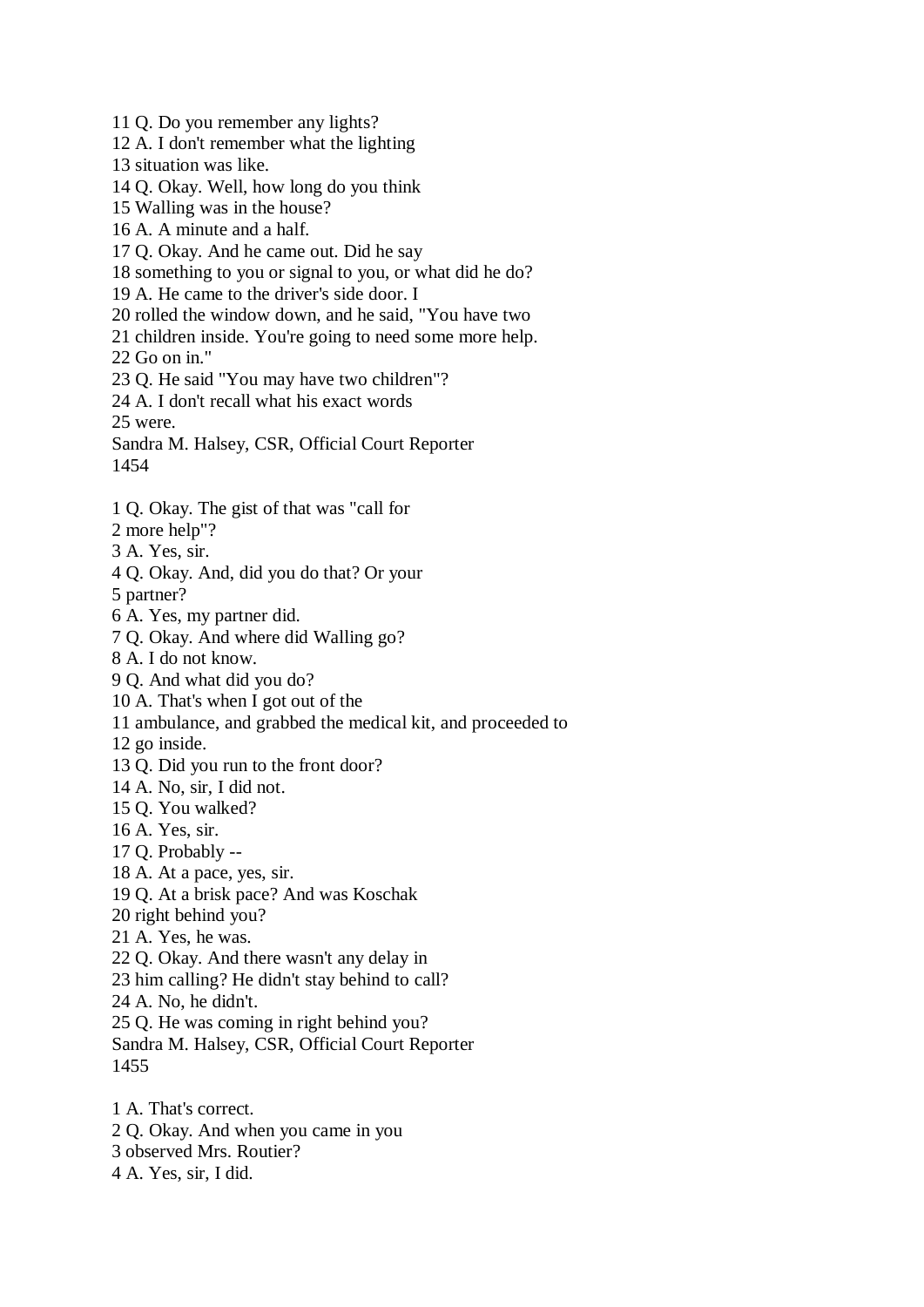11 Q. Do you remember any lights?
12 A. I don't remember what the lighting
13 situation was like.
14 Q. Okay. Well, how long do you think
15 Walling was in the house?
16 A. A minute and a half.
17 Q. Okay. And he came out. Did he say
18 something to you or signal to you, or what did he do?
19 A. He came to the driver's side door. I
20 rolled the window down, and he said, "You have two
21 children inside. You're going to need some more help.
22 Go on in."
23 Q. He said "You may have two children"?
24 A. I don't recall what his exact words
25 were.

1 Q. Okay. The gist of that was "call for
2 more help"?
3 A. Yes, sir.
4 Q. Okay. And, did you do that? Or your
5 partner?
6 A. Yes, my partner did.
7 Q. Okay. And where did Walling go?
8 A. I do not know.
9 Q. And what did you do?
10 A. That's when I got out of the
11 ambulance, and grabbed the medical kit, and proceeded to
12 go inside.
13 Q. Did you run to the front door?
14 A. No, sir, I did not.
15 Q. You walked?
16 A. Yes, sir.
17 Q. Probably --
18 A. At a pace, yes, sir.
19 Q. At a brisk pace? And was Koschak
20 right behind you?
21 A. Yes, he was.
22 Q. Okay. And there wasn't any delay in
23 him calling? He didn't stay behind to call?
24 A. No, he didn't.
25 Q. He was coming in right behind you?

1 A. That's correct.
2 Q. Okay. And when you came in you
3 observed Mrs. Routier?
4 A. Yes, sir, I did.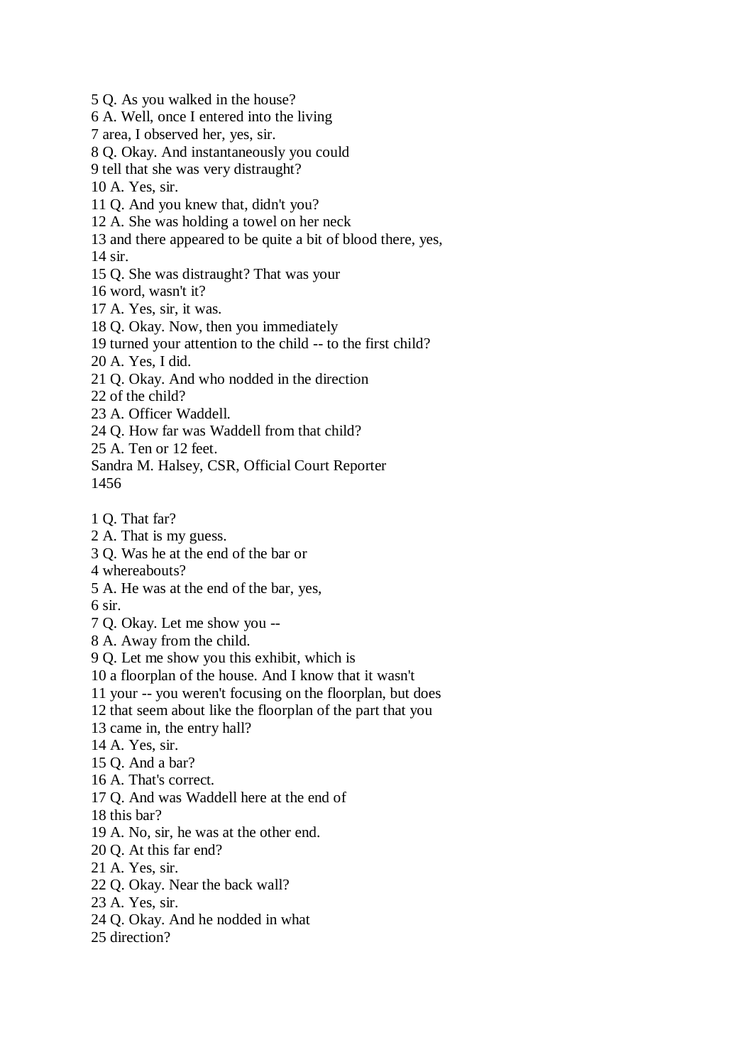5 Q. As you walked in the house?
6 A. Well, once I entered into the living
7 area, I observed her, yes, sir.
8 Q. Okay. And instantaneously you could
9 tell that she was very distraught?
10 A. Yes, sir.
11 Q. And you knew that, didn't you?
12 A. She was holding a towel on her neck
13 and there appeared to be quite a bit of blood there, yes,
14 sir.
15 Q. She was distraught? That was your
16 word, wasn't it?
17 A. Yes, sir, it was.
18 Q. Okay. Now, then you immediately
19 turned your attention to the child -- to the first child?
20 A. Yes, I did.
21 Q. Okay. And who nodded in the direction
22 of the child?
23 A. Officer Waddell.
24 Q. How far was Waddell from that child?
25 A. Ten or 12 feet.
Sandra M. Halsey, CSR, Official Court Reporter
1456

1 Q. That far?
2 A. That is my guess.
3 Q. Was he at the end of the bar or
4 whereabouts?
5 A. He was at the end of the bar, yes,
6 sir.
7 Q. Okay. Let me show you --
8 A. Away from the child.
9 Q. Let me show you this exhibit, which is
10 a floorplan of the house. And I know that it wasn't
11 your -- you weren't focusing on the floorplan, but does
12 that seem about like the floorplan of the part that you
13 came in, the entry hall?
14 A. Yes, sir.
15 Q. And a bar?
16 A. That's correct.
17 Q. And was Waddell here at the end of
18 this bar?
19 A. No, sir, he was at the other end.
20 Q. At this far end?
21 A. Yes, sir.
22 Q. Okay. Near the back wall?
23 A. Yes, sir.
24 Q. Okay. And he nodded in what
25 direction?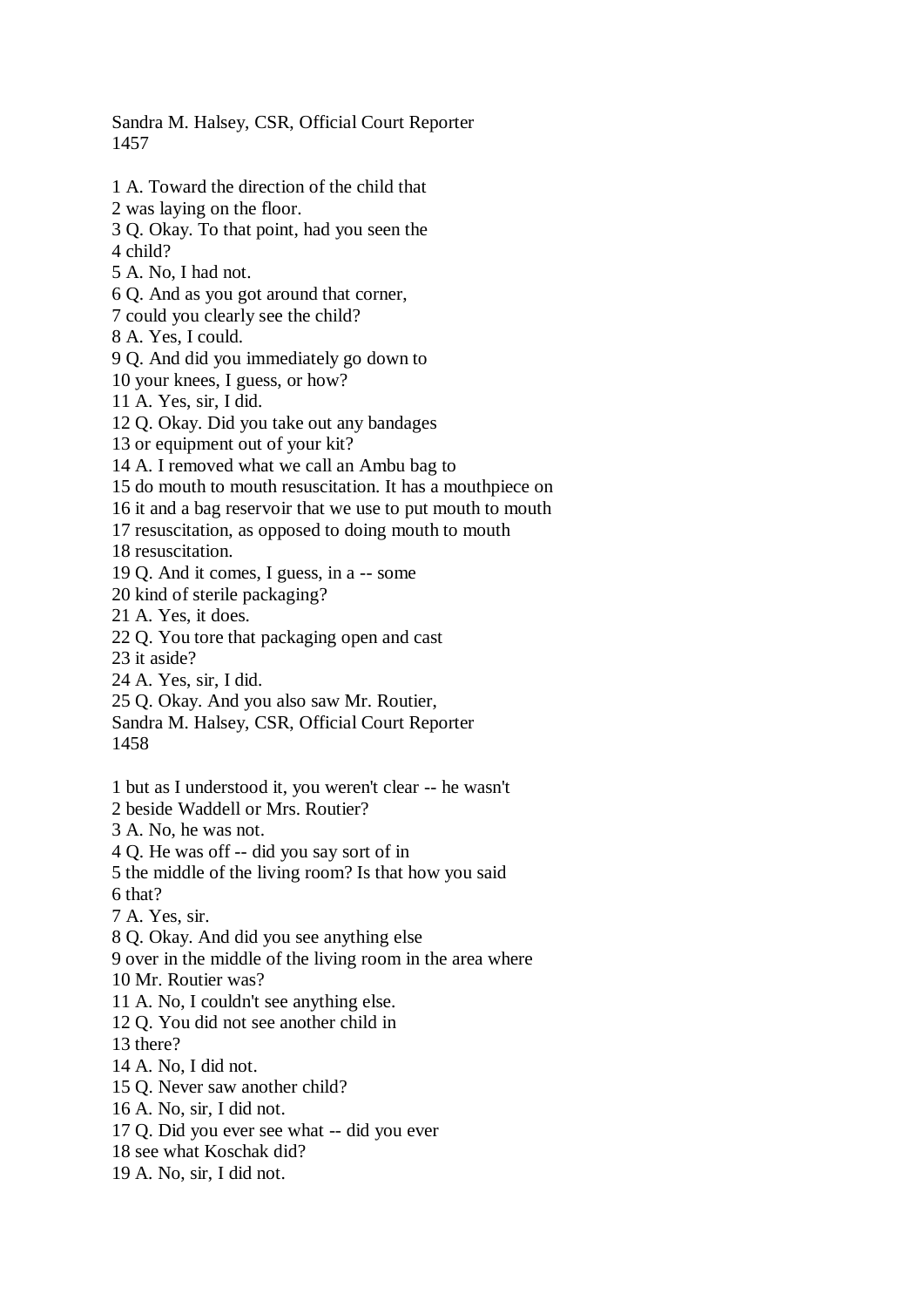1 A. Toward the direction of the child that
2 was laying on the floor.
3 Q. Okay. To that point, had you seen the
4 child?
5 A. No, I had not.
6 Q. And as you got around that corner,
7 could you clearly see the child?
8 A. Yes, I could.
9 Q. And did you immediately go down to
10 your knees, I guess, or how?
11 A. Yes, sir, I did.
12 Q. Okay. Did you take out any bandages
13 or equipment out of your kit?
14 A. I removed what we call an Ambu bag to
15 do mouth to mouth resuscitation. It has a mouthpiece on
16 it and a bag reservoir that we use to put mouth to mouth
17 resuscitation, as opposed to doing mouth to mouth
18 resuscitation.
19 Q. And it comes, I guess, in a -- some
20 kind of sterile packaging?
21 A. Yes, it does.
22 Q. You tore that packaging open and cast
23 it aside?
24 A. Yes, sir, I did.
25 Q. Okay. And you also saw Mr. Routier,

1 but as I understood it, you weren't clear -- he wasn't
2 beside Waddell or Mrs. Routier?
3 A. No, he was not.
4 Q. He was off -- did you say sort of in
5 the middle of the living room? Is that how you said
6 that?
7 A. Yes, sir.
8 Q. Okay. And did you see anything else
9 over in the middle of the living room in the area where
10 Mr. Routier was?
11 A. No, I couldn't see anything else.
12 Q. You did not see another child in
13 there?
14 A. No, I did not.
15 Q. Never saw another child?
16 A. No, sir, I did not.
17 Q. Did you ever see what -- did you ever
18 see what Koschak did?
19 A. No, sir, I did not.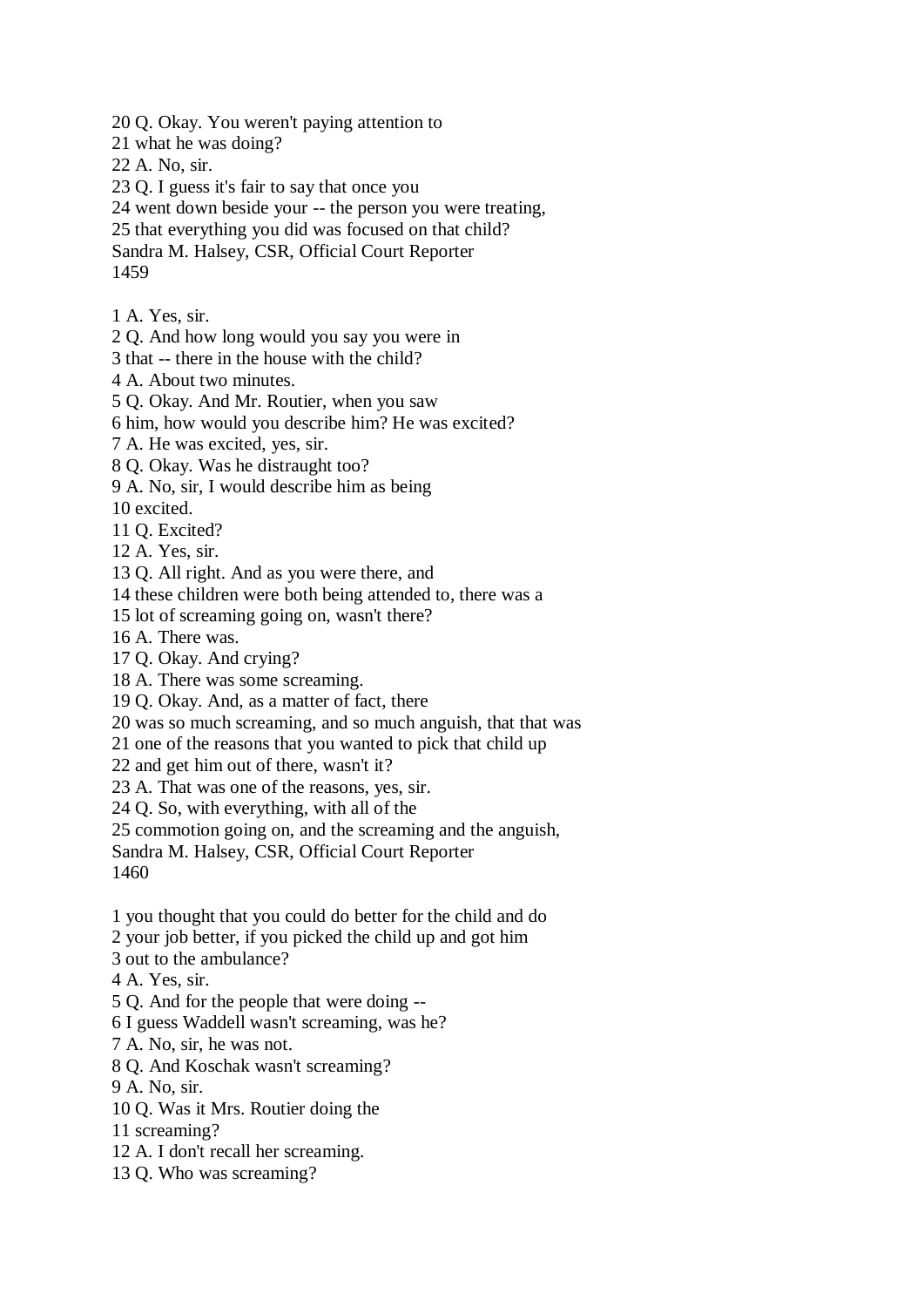20 Q. Okay. You weren't paying attention to
21 what he was doing?
22 A. No, sir.
23 Q. I guess it's fair to say that once you
24 went down beside your -- the person you were treating,
25 that everything you did was focused on that child?

1 A. Yes, sir.
2 Q. And how long would you say you were in
3 that -- there in the house with the child?
4 A. About two minutes.
5 Q. Okay. And Mr. Routier, when you saw
6 him, how would you describe him? He was excited?
7 A. He was excited, yes, sir.
8 Q. Okay. Was he distraught too?
9 A. No, sir, I would describe him as being
10 excited.
11 Q. Excited?
12 A. Yes, sir.
13 Q. All right. And as you were there, and
14 these children were both being attended to, there was a
15 lot of screaming going on, wasn't there?
16 A. There was.
17 Q. Okay. And crying?
18 A. There was some screaming.
19 Q. Okay. And, as a matter of fact, there
20 was so much screaming, and so much anguish, that that was
21 one of the reasons that you wanted to pick that child up
22 and get him out of there, wasn't it?
23 A. That was one of the reasons, yes, sir.
24 Q. So, with everything, with all of the
25 commotion going on, and the screaming and the anguish,

1 you thought that you could do better for the child and do
2 your job better, if you picked the child up and got him
3 out to the ambulance?
4 A. Yes, sir.
5 Q. And for the people that were doing --
6 I guess Waddell wasn't screaming, was he?
7 A. No, sir, he was not.
8 Q. And Koschak wasn't screaming?
9 A. No, sir.
10 Q. Was it Mrs. Routier doing the
11 screaming?
12 A. I don't recall her screaming.
13 Q. Who was screaming?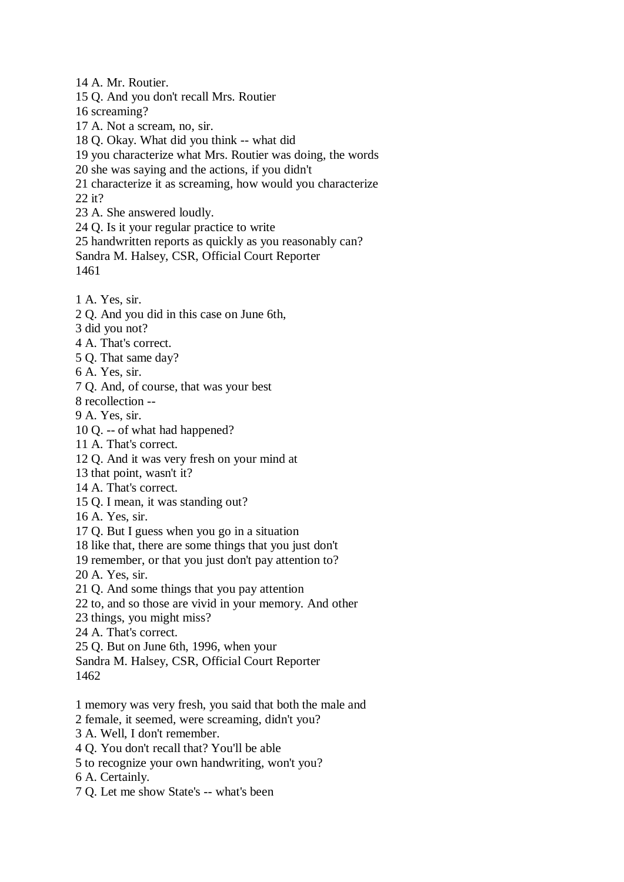14 A. Mr. Routier.
15 Q. And you don't recall Mrs. Routier
16 screaming?
17 A. Not a scream, no, sir.
18 Q. Okay. What did you think -- what did
19 you characterize what Mrs. Routier was doing, the words
20 she was saying and the actions, if you didn't
21 characterize it as screaming, how would you characterize
22 it?
23 A. She answered loudly.
24 Q. Is it your regular practice to write
25 handwritten reports as quickly as you reasonably can?
Sandra M. Halsey, CSR, Official Court Reporter
1461

1 A. Yes, sir.
2 Q. And you did in this case on June 6th,
3 did you not?
4 A. That's correct.
5 Q. That same day?
6 A. Yes, sir.
7 Q. And, of course, that was your best
8 recollection --
9 A. Yes, sir.
10 Q. -- of what had happened?
11 A. That's correct.
12 Q. And it was very fresh on your mind at
13 that point, wasn't it?
14 A. That's correct.
15 Q. I mean, it was standing out?
16 A. Yes, sir.
17 Q. But I guess when you go in a situation
18 like that, there are some things that you just don't
19 remember, or that you just don't pay attention to?
20 A. Yes, sir.
21 Q. And some things that you pay attention
22 to, and so those are vivid in your memory. And other
23 things, you might miss?
24 A. That's correct.
25 Q. But on June 6th, 1996, when your
Sandra M. Halsey, CSR, Official Court Reporter
1462

1 memory was very fresh, you said that both the male and
2 female, it seemed, were screaming, didn't you?
3 A. Well, I don't remember.
4 Q. You don't recall that? You'll be able
5 to recognize your own handwriting, won't you?
6 A. Certainly.
7 Q. Let me show State's -- what's been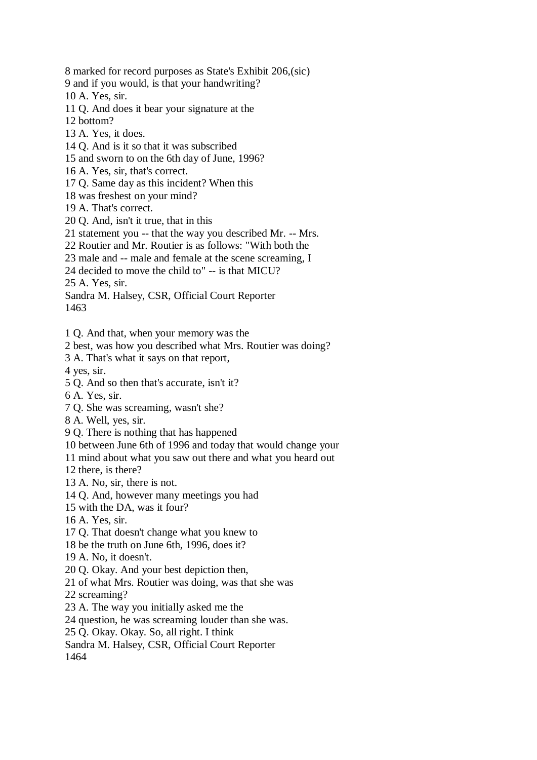8 marked for record purposes as State's Exhibit 206,(sic)
9 and if you would, is that your handwriting?
10 A. Yes, sir.
11 Q. And does it bear your signature at the
12 bottom?
13 A. Yes, it does.
14 Q. And is it so that it was subscribed
15 and sworn to on the 6th day of June, 1996?
16 A. Yes, sir, that's correct.
17 Q. Same day as this incident? When this
18 was freshest on your mind?
19 A. That's correct.
20 Q. And, isn't it true, that in this
21 statement you -- that the way you described Mr. -- Mrs.
22 Routier and Mr. Routier is as follows: "With both the
23 male and -- male and female at the scene screaming, I
24 decided to move the child to" -- is that MICU?
25 A. Yes, sir.
Sandra M. Halsey, CSR, Official Court Reporter
1463

1 Q. And that, when your memory was the
2 best, was how you described what Mrs. Routier was doing?
3 A. That's what it says on that report,
4 yes, sir.
5 Q. And so then that's accurate, isn't it?
6 A. Yes, sir.
7 Q. She was screaming, wasn't she?
8 A. Well, yes, sir.
9 Q. There is nothing that has happened
10 between June 6th of 1996 and today that would change your
11 mind about what you saw out there and what you heard out
12 there, is there?
13 A. No, sir, there is not.
14 Q. And, however many meetings you had
15 with the DA, was it four?
16 A. Yes, sir.
17 Q. That doesn't change what you knew to
18 be the truth on June 6th, 1996, does it?
19 A. No, it doesn't.
20 Q. Okay. And your best depiction then,
21 of what Mrs. Routier was doing, was that she was
22 screaming?
23 A. The way you initially asked me the
24 question, he was screaming louder than she was.
25 Q. Okay. Okay. So, all right. I think
Sandra M. Halsey, CSR, Official Court Reporter
1464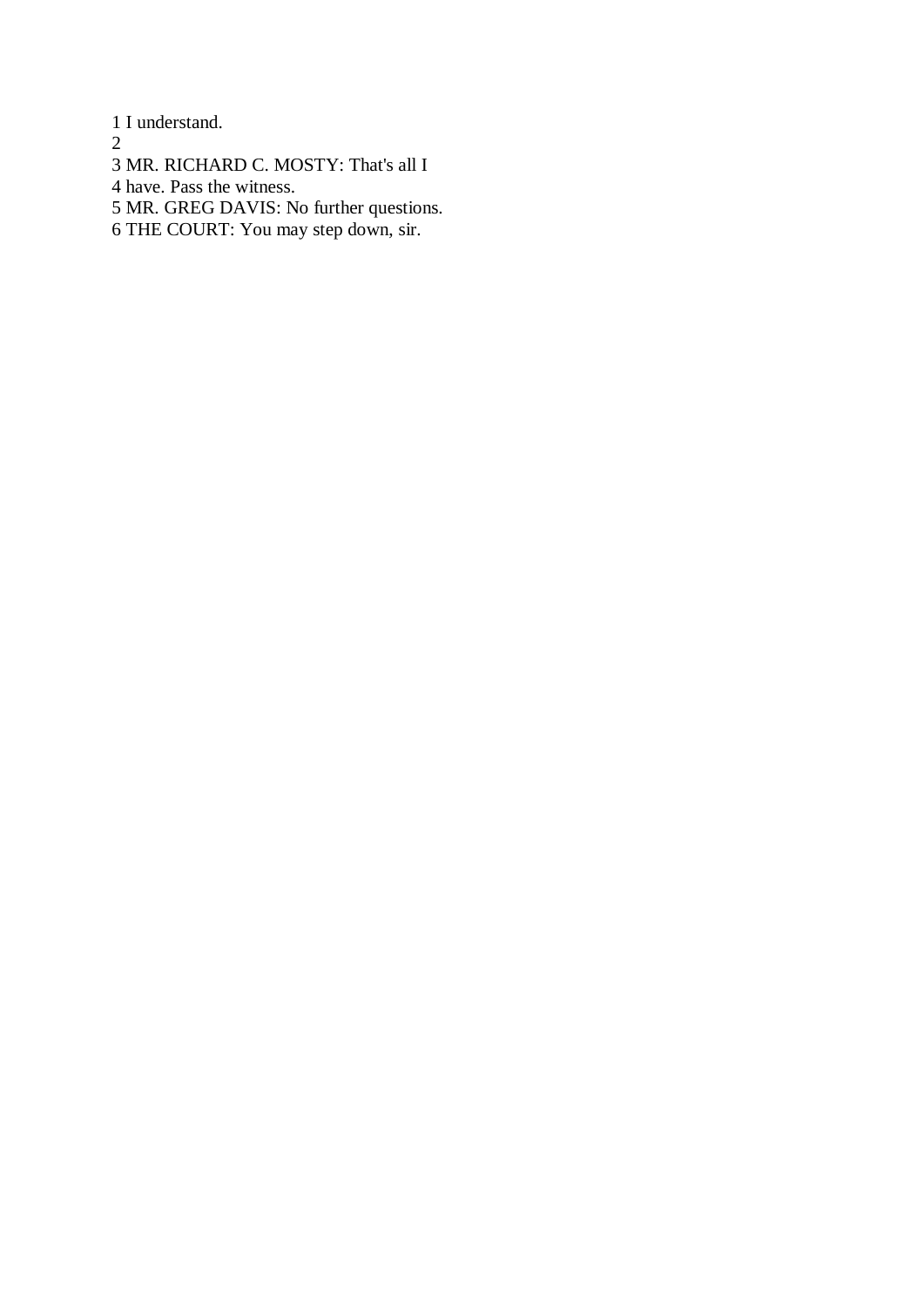1 I understand.

2

3 MR. RICHARD C. MOSTY: That's all I

4 have. Pass the witness.

5 MR. GREG DAVIS: No further questions.

6 THE COURT: You may step down, sir.